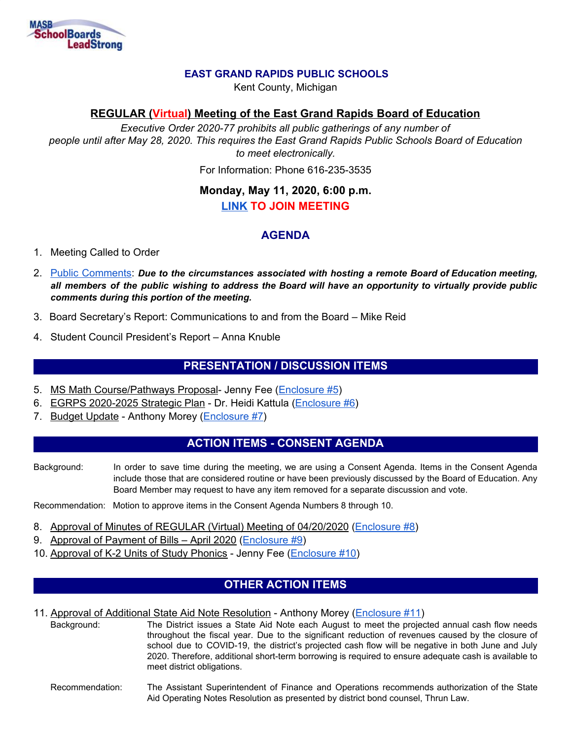MASB SchoolBoards LeadStrong

# EAST GRAND RAPIDS PUBLIC SCHOOLS

Kent County, Michigan

## REGULAR (Virtual) Meeting of the East Grand Rapids Board of Education

*Executive Order 2020-77 prohibits all public gatherings of any number of people until after May 28, 2020. This requires the East Grand Rapids Public Schools Board of Education to meet electronically.*

For Information: Phone 616-235-3535

**Monday, May 11, 2020, 6:00 p.m.**

**LINK TO JOIN MEETING**

## AGENDA

1. Meeting Called to Order
2. Public Comments: ***Due to the circumstances associated with hosting a remote Board of Education meeting, all members of the public wishing to address the Board will have an opportunity to virtually provide public comments during this portion of the meeting.***
3. Board Secretary's Report: Communications to and from the Board – Mike Reid
4. Student Council President's Report – Anna Knuble

### PRESENTATION / DISCUSSION ITEMS

5. MS Math Course/Pathways Proposal- Jenny Fee (Enclosure #5)
6. EGRPS 2020-2025 Strategic Plan - Dr. Heidi Kattula (Enclosure #6)
7. Budget Update - Anthony Morey (Enclosure #7)

### ACTION ITEMS - CONSENT AGENDA

Background: In order to save time during the meeting, we are using a Consent Agenda. Items in the Consent Agenda include those that are considered routine or have been previously discussed by the Board of Education. Any Board Member may request to have any item removed for a separate discussion and vote.

Recommendation: Motion to approve items in the Consent Agenda Numbers 8 through 10.

8. Approval of Minutes of REGULAR (Virtual) Meeting of 04/20/2020 (Enclosure #8)
9. Approval of Payment of Bills – April 2020 (Enclosure #9)
10. Approval of K-2 Units of Study Phonics - Jenny Fee (Enclosure #10)

### OTHER ACTION ITEMS

11. Approval of Additional State Aid Note Resolution - Anthony Morey (Enclosure #11)

    Background: The District issues a State Aid Note each August to meet the projected annual cash flow needs throughout the fiscal year. Due to the significant reduction of revenues caused by the closure of school due to COVID-19, the district's projected cash flow will be negative in both June and July 2020. Therefore, additional short-term borrowing is required to ensure adequate cash is available to meet district obligations.

    Recommendation: The Assistant Superintendent of Finance and Operations recommends authorization of the State Aid Operating Notes Resolution as presented by district bond counsel, Thrun Law.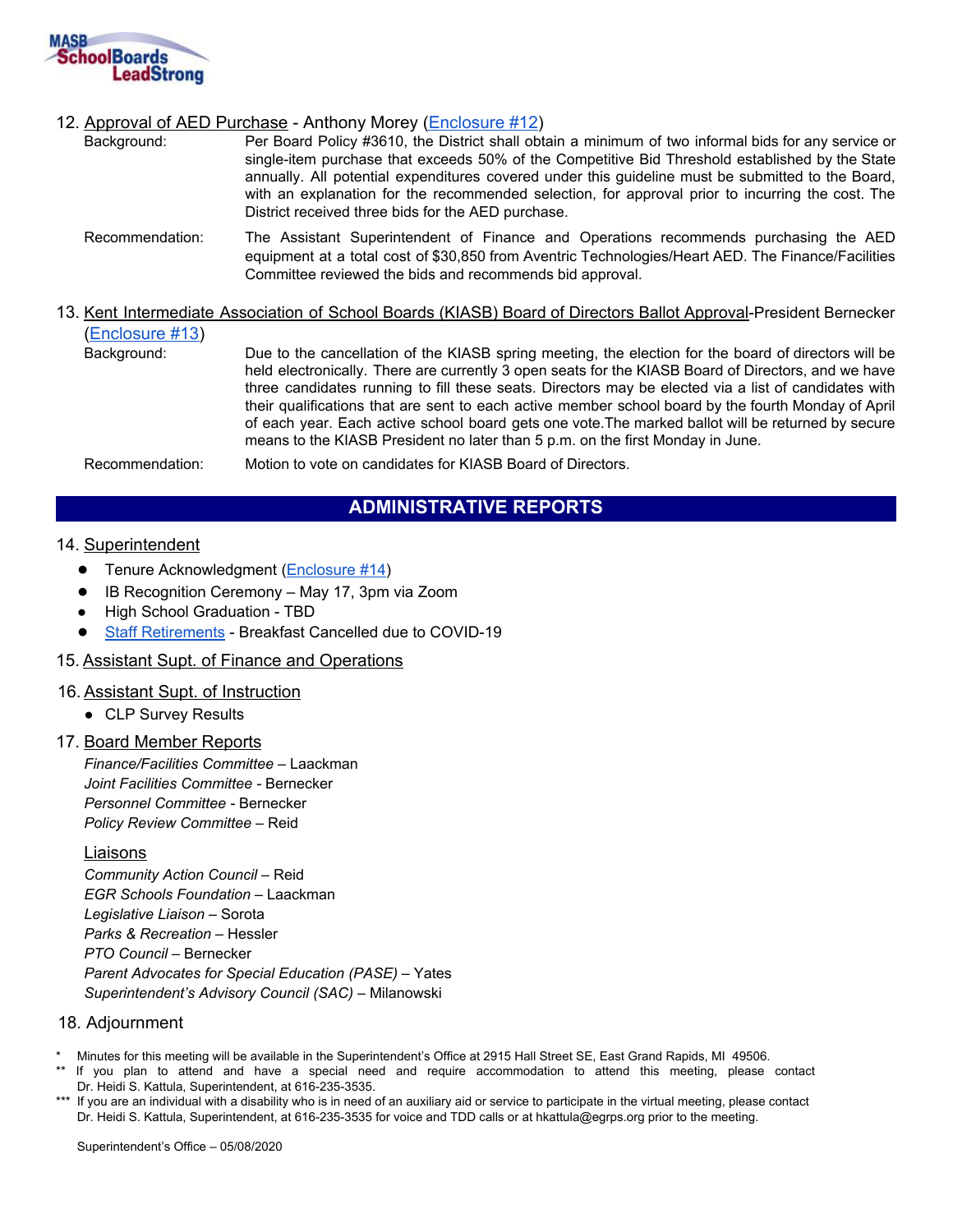12. Approval of AED Purchase - Anthony Morey (Enclosure #12)

| | |
|---|---|
| Background: | Per Board Policy #3610, the District shall obtain a minimum of two informal bids for any service or single-item purchase that exceeds 50% of the Competitive Bid Threshold established by the State annually. All potential expenditures covered under this guideline must be submitted to the Board, with an explanation for the recommended selection, for approval prior to incurring the cost. The District received three bids for the AED purchase. |
| Recommendation: | The Assistant Superintendent of Finance and Operations recommends purchasing the AED equipment at a total cost of $30,850 from Aventric Technologies/Heart AED. The Finance/Facilities Committee reviewed the bids and recommends bid approval. |

13. Kent Intermediate Association of School Boards (KIASB) Board of Directors Ballot Approval-President Bernecker (Enclosure #13)

| | |
|---|---|
| Background: | Due to the cancellation of the KIASB spring meeting, the election for the board of directors will be held electronically. There are currently 3 open seats for the KIASB Board of Directors, and we have three candidates running to fill these seats. Directors may be elected via a list of candidates with their qualifications that are sent to each active member school board by the fourth Monday of April of each year. Each active school board gets one vote.The marked ballot will be returned by secure means to the KIASB President no later than 5 p.m. on the first Monday in June. |
| Recommendation: | Motion to vote on candidates for KIASB Board of Directors. |

## ADMINISTRATIVE REPORTS

14. Superintendent
    - Tenure Acknowledgment (Enclosure #14)
    - IB Recognition Ceremony – May 17, 3pm via Zoom
    - High School Graduation - TBD
    - Staff Retirements - Breakfast Cancelled due to COVID-19

15. Assistant Supt. of Finance and Operations

16. Assistant Supt. of Instruction
    - CLP Survey Results

17. Board Member Reports

*Finance/Facilities Committee* – Laackman
*Joint Facilities Committee* - Bernecker
*Personnel Committee* - Bernecker
*Policy Review Committee* – Reid

Liaisons

*Community Action Council* – Reid
*EGR Schools Foundation* – Laackman
*Legislative Liaison* – Sorota
*Parks & Recreation* – Hessler
*PTO Council* – Bernecker
*Parent Advocates for Special Education (PASE)* – Yates
*Superintendent's Advisory Council (SAC)* – Milanowski

18. Adjournment

\* Minutes for this meeting will be available in the Superintendent's Office at 2915 Hall Street SE, East Grand Rapids, MI 49506.

\*\* If you plan to attend and have a special need and require accommodation to attend this meeting, please contact Dr. Heidi S. Kattula, Superintendent, at 616-235-3535.

\*\*\* If you are an individual with a disability who is in need of an auxiliary aid or service to participate in the virtual meeting, please contact Dr. Heidi S. Kattula, Superintendent, at 616-235-3535 for voice and TDD calls or at hkattula@egrps.org prior to the meeting.

Superintendent's Office – 05/08/2020